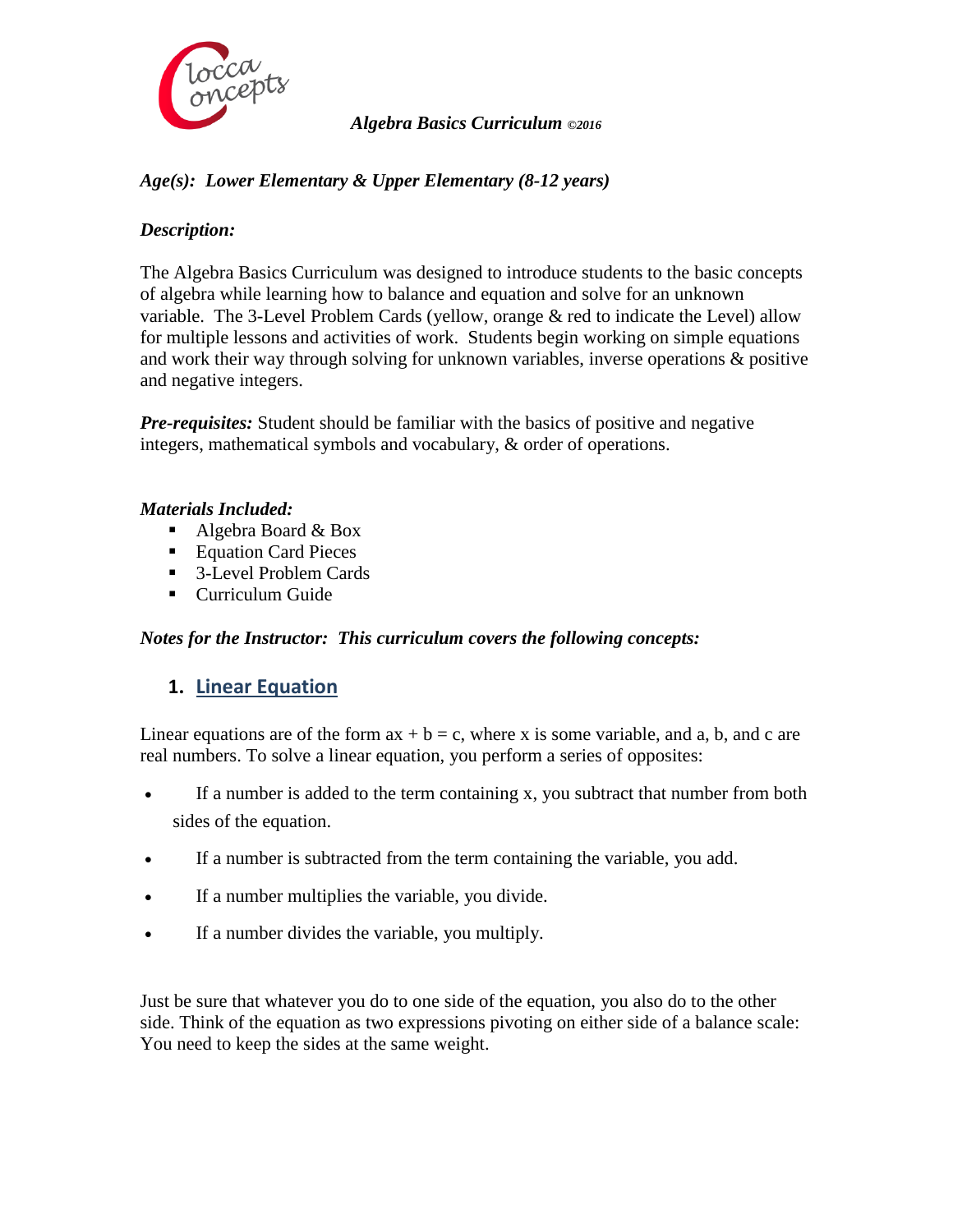Clocca Concepts

***Algebra Basics Curriculum** ©2016*

***Age(s): Lower Elementary & Upper Elementary (8-12 years)***

***Description:***

The Algebra Basics Curriculum was designed to introduce students to the basic concepts of algebra while learning how to balance and equation and solve for an unknown variable. The 3-Level Problem Cards (yellow, orange & red to indicate the Level) allow for multiple lessons and activities of work. Students begin working on simple equations and work their way through solving for unknown variables, inverse operations & positive and negative integers.

***Pre-requisites:*** Student should be familiar with the basics of positive and negative integers, mathematical symbols and vocabulary, & order of operations.

***Materials Included:***

- Algebra Board & Box
- Equation Card Pieces
- 3-Level Problem Cards
- Curriculum Guide

***Notes for the Instructor: This curriculum covers the following concepts:***

## 1. Linear Equation

Linear equations are of the form $ax + b = c$, where x is some variable, and a, b, and c are real numbers. To solve a linear equation, you perform a series of opposites:

- If a number is added to the term containing x, you subtract that number from both sides of the equation.
- If a number is subtracted from the term containing the variable, you add.
- If a number multiplies the variable, you divide.
- If a number divides the variable, you multiply.

Just be sure that whatever you do to one side of the equation, you also do to the other side. Think of the equation as two expressions pivoting on either side of a balance scale: You need to keep the sides at the same weight.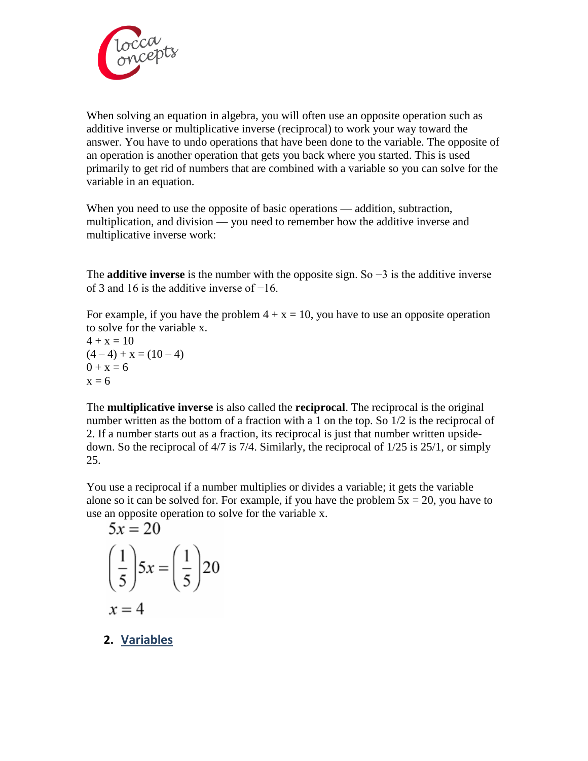When solving an equation in algebra, you will often use an opposite operation such as additive inverse or multiplicative inverse (reciprocal) to work your way toward the answer. You have to undo operations that have been done to the variable. The opposite of an operation is another operation that gets you back where you started. This is used primarily to get rid of numbers that are combined with a variable so you can solve for the variable in an equation.

When you need to use the opposite of basic operations — addition, subtraction, multiplication, and division — you need to remember how the additive inverse and multiplicative inverse work:

The **additive inverse** is the number with the opposite sign. So −3 is the additive inverse of 3 and 16 is the additive inverse of −16.

For example, if you have the problem $4 + x = 10$, you have to use an opposite operation to solve for the variable x.

$4 + x = 10$
$(4 - 4) + x = (10 - 4)$
$0 + x = 6$
$x = 6$

The **multiplicative inverse** is also called the **reciprocal**. The reciprocal is the original number written as the bottom of a fraction with a 1 on the top. So 1/2 is the reciprocal of 2. If a number starts out as a fraction, its reciprocal is just that number written upside-down. So the reciprocal of 4/7 is 7/4. Similarly, the reciprocal of 1/25 is 25/1, or simply 25.

You use a reciprocal if a number multiplies or divides a variable; it gets the variable alone so it can be solved for. For example, if you have the problem $5x = 20$, you have to use an opposite operation to solve for the variable x.

$$5x = 20$$

$$\left(\frac{1}{5}\right)5x = \left(\frac{1}{5}\right)20$$

$$x = 4$$

## 2. Variables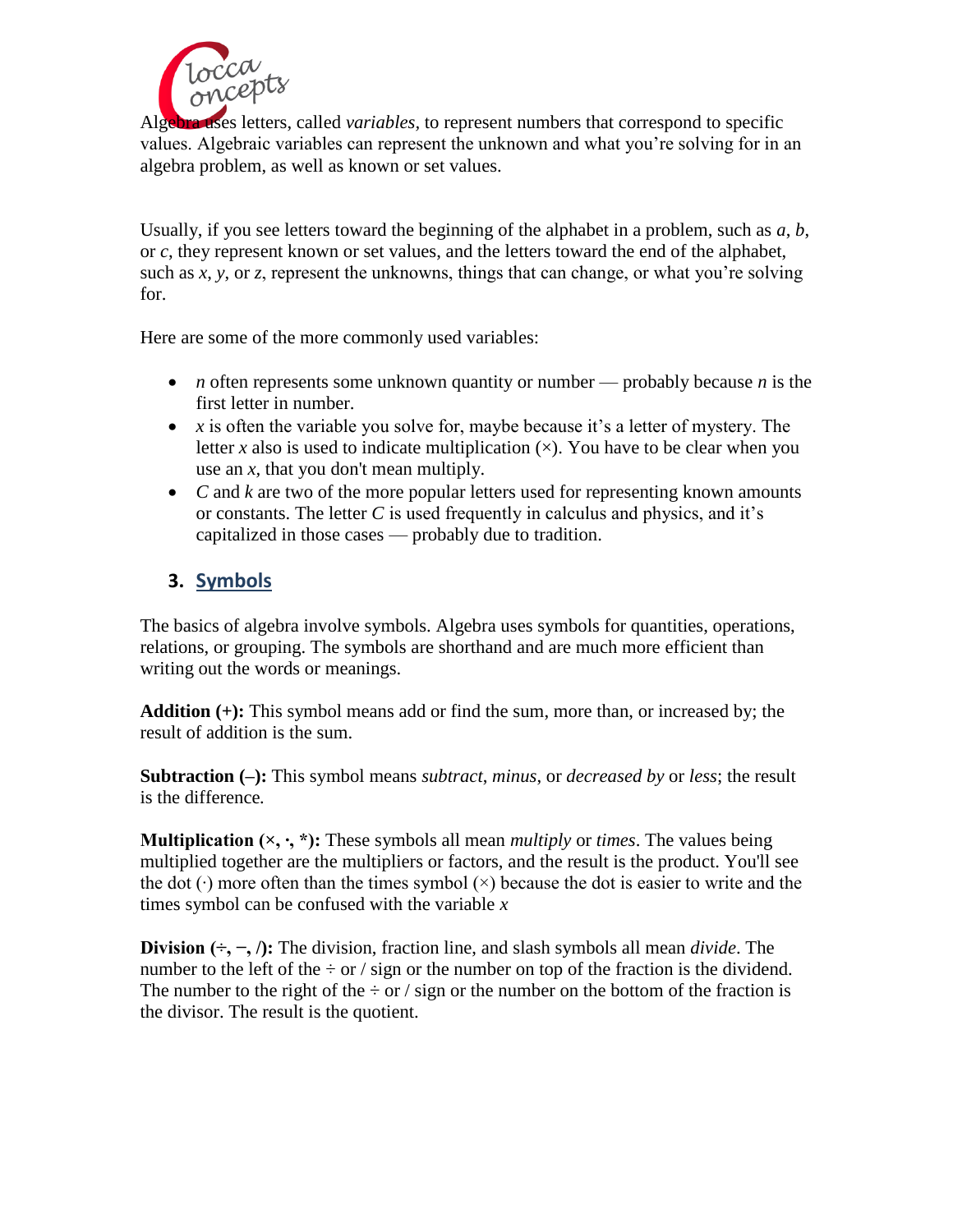Algebra uses letters, called *variables*, to represent numbers that correspond to specific values. Algebraic variables can represent the unknown and what you're solving for in an algebra problem, as well as known or set values.

Usually, if you see letters toward the beginning of the alphabet in a problem, such as $a$, $b$, or $c$, they represent known or set values, and the letters toward the end of the alphabet, such as $x$, $y$, or $z$, represent the unknowns, things that can change, or what you're solving for.

Here are some of the more commonly used variables:

- $n$ often represents some unknown quantity or number — probably because $n$ is the first letter in number.
- $x$ is often the variable you solve for, maybe because it's a letter of mystery. The letter $x$ also is used to indicate multiplication (×). You have to be clear when you use an $x$, that you don't mean multiply.
- $C$ and $k$ are two of the more popular letters used for representing known amounts or constants. The letter $C$ is used frequently in calculus and physics, and it's capitalized in those cases — probably due to tradition.

## 3. Symbols

The basics of algebra involve symbols. Algebra uses symbols for quantities, operations, relations, or grouping. The symbols are shorthand and are much more efficient than writing out the words or meanings.

**Addition (+):** This symbol means add or find the sum, more than, or increased by; the result of addition is the sum.

**Subtraction (–):** This symbol means *subtract*, *minus*, or *decreased by* or *less*; the result is the difference.

**Multiplication (×, ·, *):** These symbols all mean *multiply* or *times*. The values being multiplied together are the multipliers or factors, and the result is the product. You'll see the dot (·) more often than the times symbol (×) because the dot is easier to write and the times symbol can be confused with the variable $x$

**Division (÷, −, /):** The division, fraction line, and slash symbols all mean *divide*. The number to the left of the ÷ or / sign or the number on top of the fraction is the dividend. The number to the right of the ÷ or / sign or the number on the bottom of the fraction is the divisor. The result is the quotient.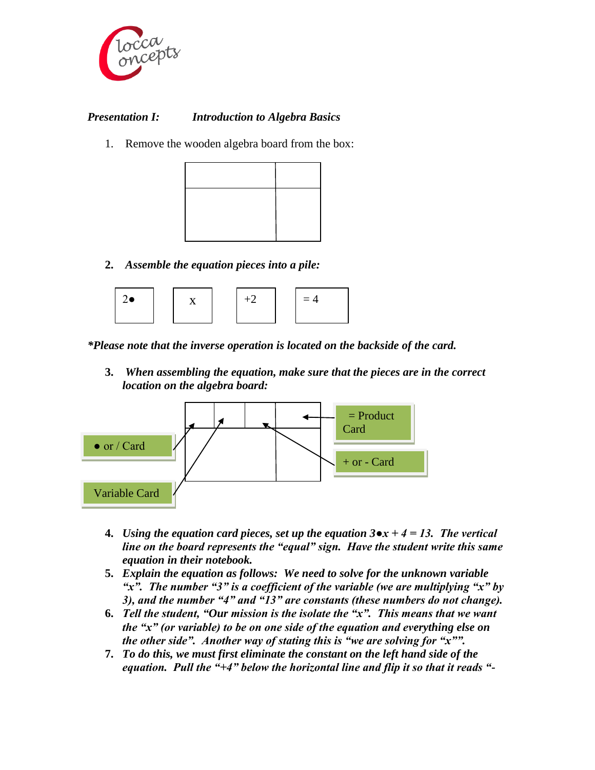*Presentation I:* *Introduction to Algebra Basics*

1. Remove the wooden algebra board from the box:

2. ***Assemble the equation pieces into a pile:***

| 2● | x | +2 | = 4 |
|---|---|---|---|

***\*Please note that the inverse operation is located on the backside of the card.***

3. ***When assembling the equation, make sure that the pieces are in the correct location on the algebra board:***

● or / Card

Variable Card

= Product Card

\+ or - Card

4. ***Using the equation card pieces, set up the equation $3 \bullet x + 4 = 13$. The vertical line on the board represents the "equal" sign. Have the student write this same equation in their notebook.***
5. ***Explain the equation as follows: We need to solve for the unknown variable "x". The number "3" is a coefficient of the variable (we are multiplying "x" by 3), and the number "4" and "13" are constants (these numbers do not change).***
6. ***Tell the student, "Our mission is the isolate the "x". This means that we want the "x" (or variable) to be on one side of the equation and everything else on the other side". Another way of stating this is "we are solving for "x"".***
7. ***To do this, we must first eliminate the constant on the left hand side of the equation. Pull the "+4" below the horizontal line and flip it so that it reads "-***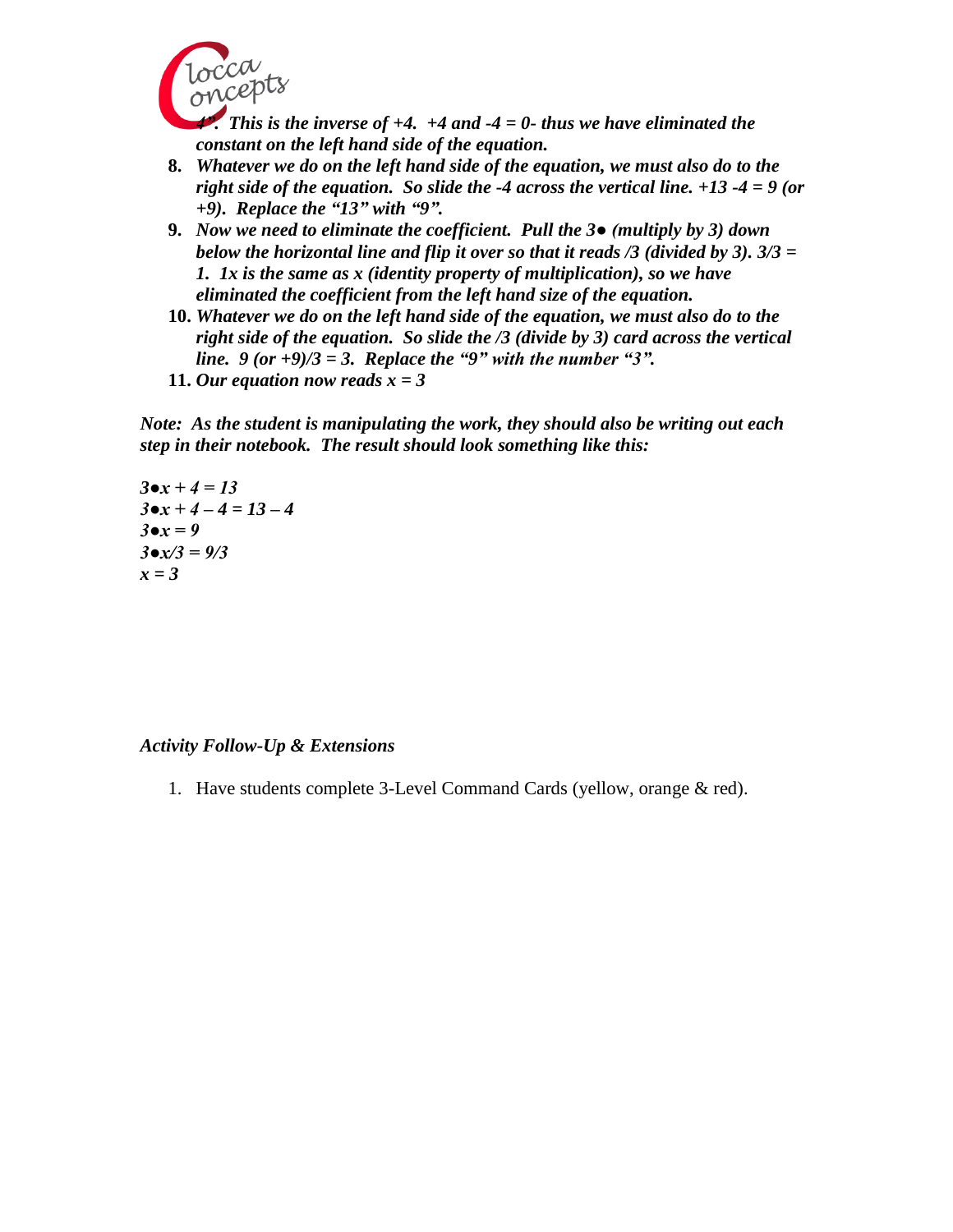*4". This is the inverse of +4. +4 and -4 = 0- thus we have eliminated the constant on the left hand side of the equation.*

8. ***Whatever we do on the left hand side of the equation, we must also do to the right side of the equation. So slide the -4 across the vertical line. +13 -4 = 9 (or +9). Replace the "13" with "9".***
9. ***Now we need to eliminate the coefficient. Pull the 3● (multiply by 3) down below the horizontal line and flip it over so that it reads /3 (divided by 3). 3/3 = 1. 1x is the same as x (identity property of multiplication), so we have eliminated the coefficient from the left hand size of the equation.***
10. ***Whatever we do on the left hand side of the equation, we must also do to the right side of the equation. So slide the /3 (divide by 3) card across the vertical line. 9 (or +9)/3 = 3. Replace the "9" with the number "3".***
11. ***Our equation now reads x = 3***

***Note: As the student is manipulating the work, they should also be writing out each step in their notebook. The result should look something like this:***

$3 \bullet x + 4 = 13$
$3 \bullet x + 4 - 4 = 13 - 4$
$3 \bullet x = 9$
$3 \bullet x / 3 = 9/3$
$x = 3$

*Activity Follow-Up & Extensions*

1. Have students complete 3-Level Command Cards (yellow, orange & red).